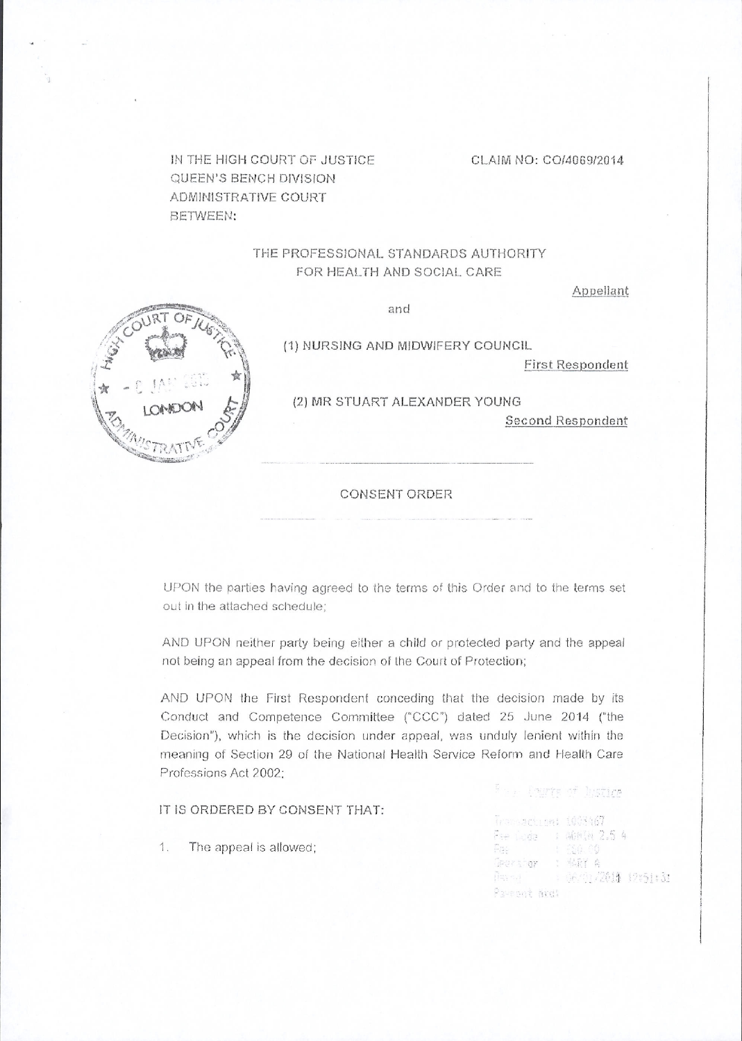IN THE HIGH COURT OF JUSTICE
QUEEN'S BENCH DIVISION
ADMINISTRATIVE COURT
BETWEEN:

CLAIM NO: CO/4069/2014

THE PROFESSIONAL STANDARDS AUTHORITY
FOR HEALTH AND SOCIAL CARE

Appellant

and

(1) NURSING AND MIDWIFERY COUNCIL

First Respondent

(2) MR STUART ALEXANDER YOUNG

Second Respondent

CONSENT ORDER

UPON the parties having agreed to the terms of this Order and to the terms set out in the attached schedule;

AND UPON neither party being either a child or protected party and the appeal not being an appeal from the decision of the Court of Protection;

AND UPON the First Respondent conceding that the decision made by its Conduct and Competence Committee ("CCC") dated 25 June 2014 ("the Decision"), which is the decision under appeal, was unduly lenient within the meaning of Section 29 of the National Health Service Reform and Health Care Professions Act 2002;

IT IS ORDERED BY CONSENT THAT:

1. The appeal is allowed;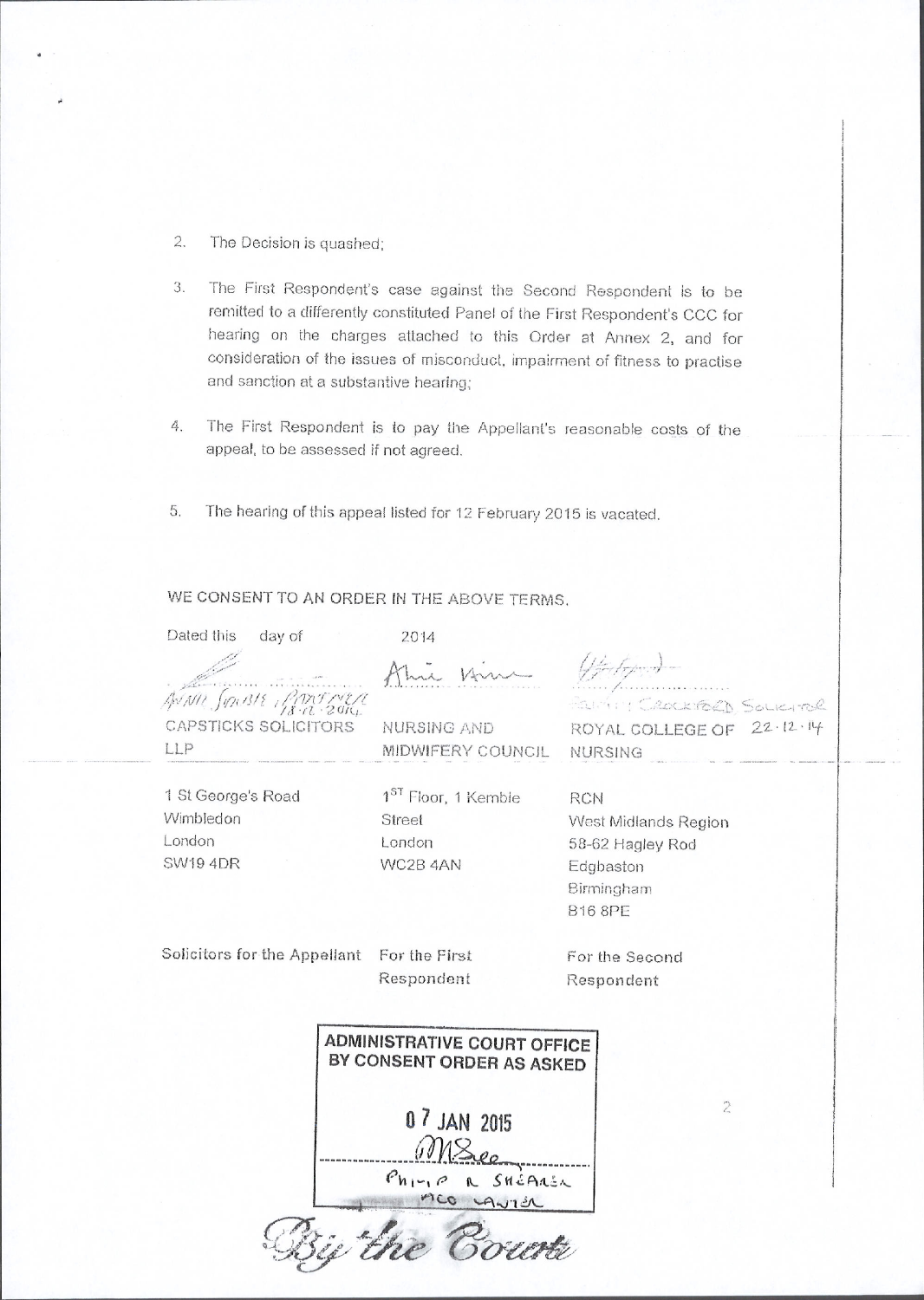2. The Decision is quashed;

3. The First Respondent's case against the Second Respondent is to be remitted to a differently constituted Panel of the First Respondent's CCC for hearing on the charges attached to this Order at Annex 2, and for consideration of the issues of misconduct, impairment of fitness to practise and sanction at a substantive hearing;

4. The First Respondent is to pay the Appellant's reasonable costs of the appeal, to be assessed if not agreed.

5. The hearing of this appeal listed for 12 February 2015 is vacated.

WE CONSENT TO AN ORDER IN THE ABOVE TERMS.

Dated this day of 2014

| | | |
|---|---|---|
| ANNA SOANE, PARTNER 18.12.2014 | | CROCKFORD SOLICITOR 22.12.14 |
| CAPSTICKS SOLICITORS LLP | NURSING AND MIDWIFERY COUNCIL | ROYAL COLLEGE OF NURSING |
| 1 St George's Road<br>Wimbledon<br>London<br>SW19 4DR | 1ST Floor, 1 Kemble Street<br>London<br>WC2B 4AN | RCN<br>West Midlands Region<br>58-62 Hagley Rod<br>Edgbaston<br>Birmingham<br>B16 8PE |
| Solicitors for the Appellant | For the First Respondent | For the Second Respondent |

ADMINISTRATIVE COURT OFFICE
BY CONSENT ORDER AS ASKED

07 JAN 2015

PHILIP R SHEARER
MCO LAWYER

By the Court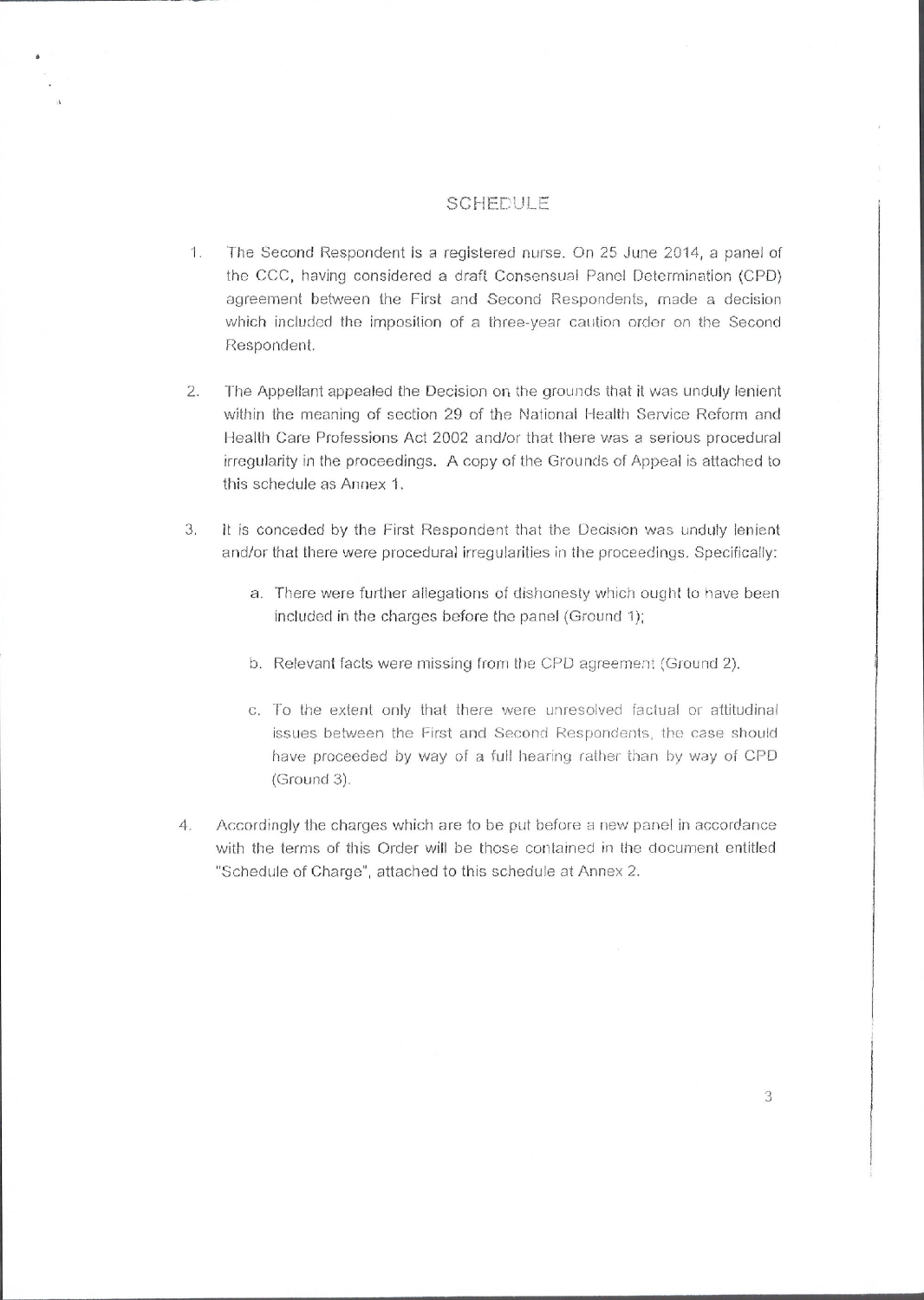# SCHEDULE

1. The Second Respondent is a registered nurse. On 25 June 2014, a panel of the CCC, having considered a draft Consensual Panel Determination (CPD) agreement between the First and Second Respondents, made a decision which included the imposition of a three-year caution order on the Second Respondent.

2. The Appellant appealed the Decision on the grounds that it was unduly lenient within the meaning of section 29 of the National Health Service Reform and Health Care Professions Act 2002 and/or that there was a serious procedural irregularity in the proceedings. A copy of the Grounds of Appeal is attached to this schedule as Annex 1.

3. It is conceded by the First Respondent that the Decision was unduly lenient and/or that there were procedural irregularities in the proceedings. Specifically:

   a. There were further allegations of dishonesty which ought to have been included in the charges before the panel (Ground 1);

   b. Relevant facts were missing from the CPD agreement (Ground 2).

   c. To the extent only that there were unresolved factual or attitudinal issues between the First and Second Respondents, the case should have proceeded by way of a full hearing rather than by way of CPD (Ground 3).

4. Accordingly the charges which are to be put before a new panel in accordance with the terms of this Order will be those contained in the document entitled "Schedule of Charge", attached to this schedule at Annex 2.